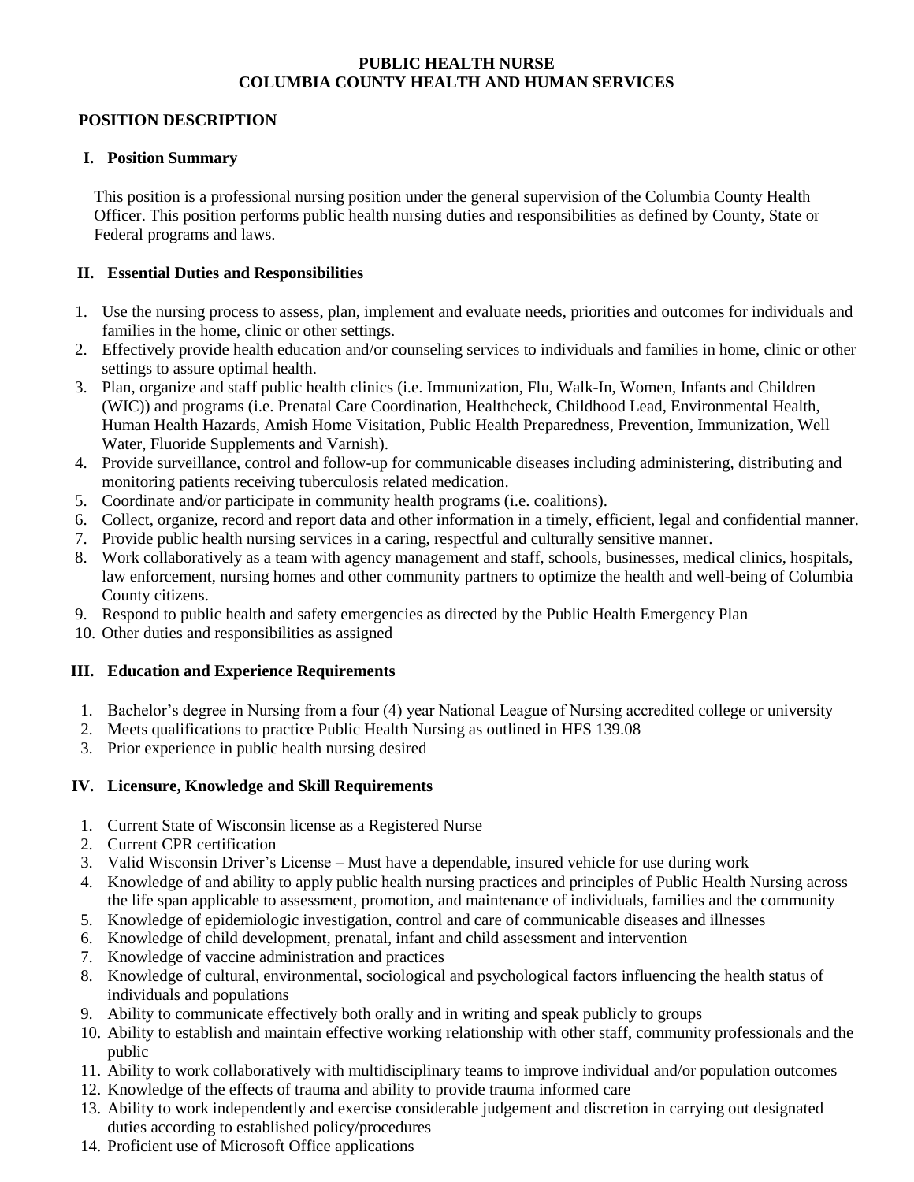# PUBLIC HEALTH NURSE
# COLUMBIA COUNTY HEALTH AND HUMAN SERVICES

## POSITION DESCRIPTION

### I. Position Summary

This position is a professional nursing position under the general supervision of the Columbia County Health Officer. This position performs public health nursing duties and responsibilities as defined by County, State or Federal programs and laws.

### II. Essential Duties and Responsibilities

1. Use the nursing process to assess, plan, implement and evaluate needs, priorities and outcomes for individuals and families in the home, clinic or other settings.
2. Effectively provide health education and/or counseling services to individuals and families in home, clinic or other settings to assure optimal health.
3. Plan, organize and staff public health clinics (i.e. Immunization, Flu, Walk-In, Women, Infants and Children (WIC)) and programs (i.e. Prenatal Care Coordination, Healthcheck, Childhood Lead, Environmental Health, Human Health Hazards, Amish Home Visitation, Public Health Preparedness, Prevention, Immunization, Well Water, Fluoride Supplements and Varnish).
4. Provide surveillance, control and follow-up for communicable diseases including administering, distributing and monitoring patients receiving tuberculosis related medication.
5. Coordinate and/or participate in community health programs (i.e. coalitions).
6. Collect, organize, record and report data and other information in a timely, efficient, legal and confidential manner.
7. Provide public health nursing services in a caring, respectful and culturally sensitive manner.
8. Work collaboratively as a team with agency management and staff, schools, businesses, medical clinics, hospitals, law enforcement, nursing homes and other community partners to optimize the health and well-being of Columbia County citizens.
9. Respond to public health and safety emergencies as directed by the Public Health Emergency Plan
10. Other duties and responsibilities as assigned

### III. Education and Experience Requirements

1. Bachelor's degree in Nursing from a four (4) year National League of Nursing accredited college or university
2. Meets qualifications to practice Public Health Nursing as outlined in HFS 139.08
3. Prior experience in public health nursing desired

### IV. Licensure, Knowledge and Skill Requirements

1. Current State of Wisconsin license as a Registered Nurse
2. Current CPR certification
3. Valid Wisconsin Driver's License – Must have a dependable, insured vehicle for use during work
4. Knowledge of and ability to apply public health nursing practices and principles of Public Health Nursing across the life span applicable to assessment, promotion, and maintenance of individuals, families and the community
5. Knowledge of epidemiologic investigation, control and care of communicable diseases and illnesses
6. Knowledge of child development, prenatal, infant and child assessment and intervention
7. Knowledge of vaccine administration and practices
8. Knowledge of cultural, environmental, sociological and psychological factors influencing the health status of individuals and populations
9. Ability to communicate effectively both orally and in writing and speak publicly to groups
10. Ability to establish and maintain effective working relationship with other staff, community professionals and the public
11. Ability to work collaboratively with multidisciplinary teams to improve individual and/or population outcomes
12. Knowledge of the effects of trauma and ability to provide trauma informed care
13. Ability to work independently and exercise considerable judgement and discretion in carrying out designated duties according to established policy/procedures
14. Proficient use of Microsoft Office applications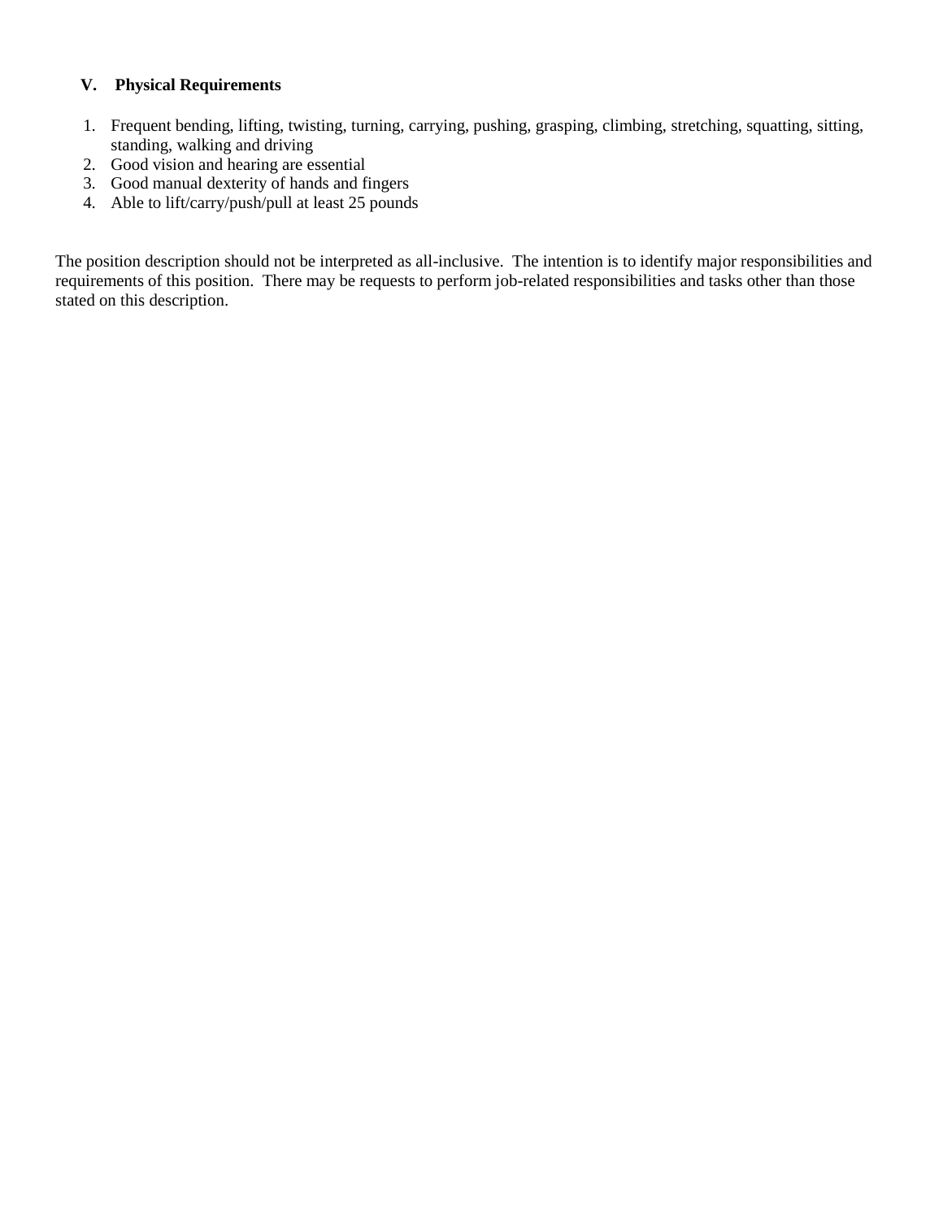### V. Physical Requirements

1. Frequent bending, lifting, twisting, turning, carrying, pushing, grasping, climbing, stretching, squatting, sitting, standing, walking and driving
2. Good vision and hearing are essential
3. Good manual dexterity of hands and fingers
4. Able to lift/carry/push/pull at least 25 pounds

The position description should not be interpreted as all-inclusive. The intention is to identify major responsibilities and requirements of this position. There may be requests to perform job-related responsibilities and tasks other than those stated on this description.